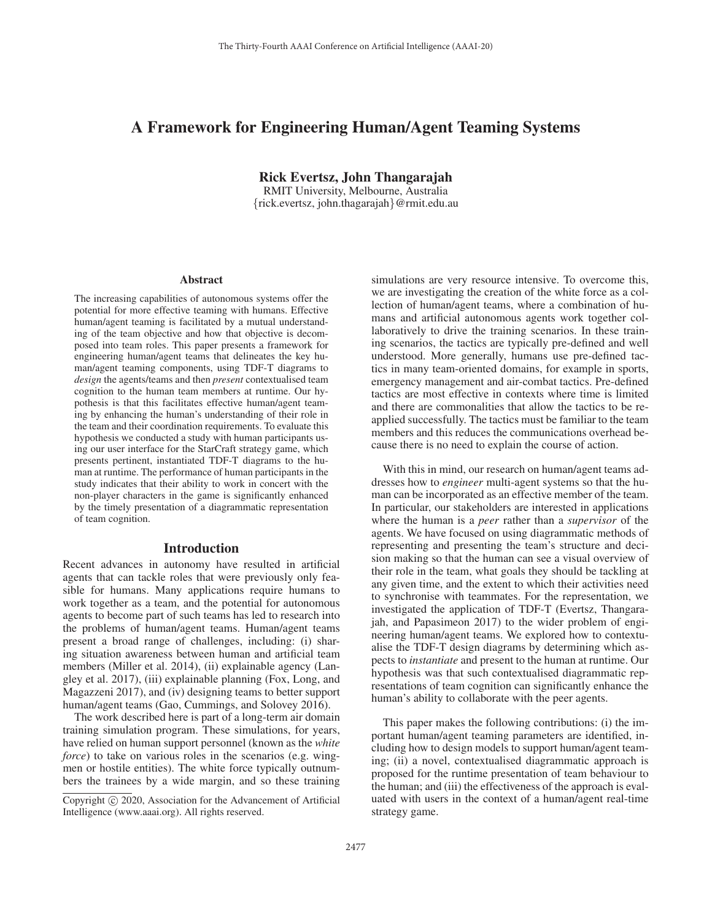# A Framework for Engineering Human/Agent Teaming Systems

**Rick Evertsz, John Thangarajah**
RMIT University, Melbourne, Australia
{rick.evertsz, john.thagarajah}@rmit.edu.au

## Abstract

The increasing capabilities of autonomous systems offer the potential for more effective teaming with humans. Effective human/agent teaming is facilitated by a mutual understanding of the team objective and how that objective is decomposed into team roles. This paper presents a framework for engineering human/agent teams that delineates the key human/agent teaming components, using TDF-T diagrams to *design* the agents/teams and then *present* contextualised team cognition to the human team members at runtime. Our hypothesis is that this facilitates effective human/agent teaming by enhancing the human's understanding of their role in the team and their coordination requirements. To evaluate this hypothesis we conducted a study with human participants using our user interface for the StarCraft strategy game, which presents pertinent, instantiated TDF-T diagrams to the human at runtime. The performance of human participants in the study indicates that their ability to work in concert with the non-player characters in the game is significantly enhanced by the timely presentation of a diagrammatic representation of team cognition.

## Introduction

Recent advances in autonomy have resulted in artificial agents that can tackle roles that were previously only feasible for humans. Many applications require humans to work together as a team, and the potential for autonomous agents to become part of such teams has led to research into the problems of human/agent teams. Human/agent teams present a broad range of challenges, including: (i) sharing situation awareness between human and artificial team members (Miller et al. 2014), (ii) explainable agency (Langley et al. 2017), (iii) explainable planning (Fox, Long, and Magazzeni 2017), and (iv) designing teams to better support human/agent teams (Gao, Cummings, and Solovey 2016).

The work described here is part of a long-term air domain training simulation program. These simulations, for years, have relied on human support personnel (known as the *white force*) to take on various roles in the scenarios (e.g. wingmen or hostile entities). The white force typically outnumbers the trainees by a wide margin, and so these training simulations are very resource intensive. To overcome this, we are investigating the creation of the white force as a collection of human/agent teams, where a combination of humans and artificial autonomous agents work together collaboratively to drive the training scenarios. In these training scenarios, the tactics are typically pre-defined and well understood. More generally, humans use pre-defined tactics in many team-oriented domains, for example in sports, emergency management and air-combat tactics. Pre-defined tactics are most effective in contexts where time is limited and there are commonalities that allow the tactics to be reapplied successfully. The tactics must be familiar to the team members and this reduces the communications overhead because there is no need to explain the course of action.

With this in mind, our research on human/agent teams addresses how to *engineer* multi-agent systems so that the human can be incorporated as an effective member of the team. In particular, our stakeholders are interested in applications where the human is a *peer* rather than a *supervisor* of the agents. We have focused on using diagrammatic methods of representing and presenting the team's structure and decision making so that the human can see a visual overview of their role in the team, what goals they should be tackling at any given time, and the extent to which their activities need to synchronise with teammates. For the representation, we investigated the application of TDF-T (Evertsz, Thangarajah, and Papasimeon 2017) to the wider problem of engineering human/agent teams. We explored how to contextualise the TDF-T design diagrams by determining which aspects to *instantiate* and present to the human at runtime. Our hypothesis was that such contextualised diagrammatic representations of team cognition can significantly enhance the human's ability to collaborate with the peer agents.

This paper makes the following contributions: (i) the important human/agent teaming parameters are identified, including how to design models to support human/agent teaming; (ii) a novel, contextualised diagrammatic approach is proposed for the runtime presentation of team behaviour to the human; and (iii) the effectiveness of the approach is evaluated with users in the context of a human/agent real-time strategy game.

Copyright © 2020, Association for the Advancement of Artificial Intelligence (www.aaai.org). All rights reserved.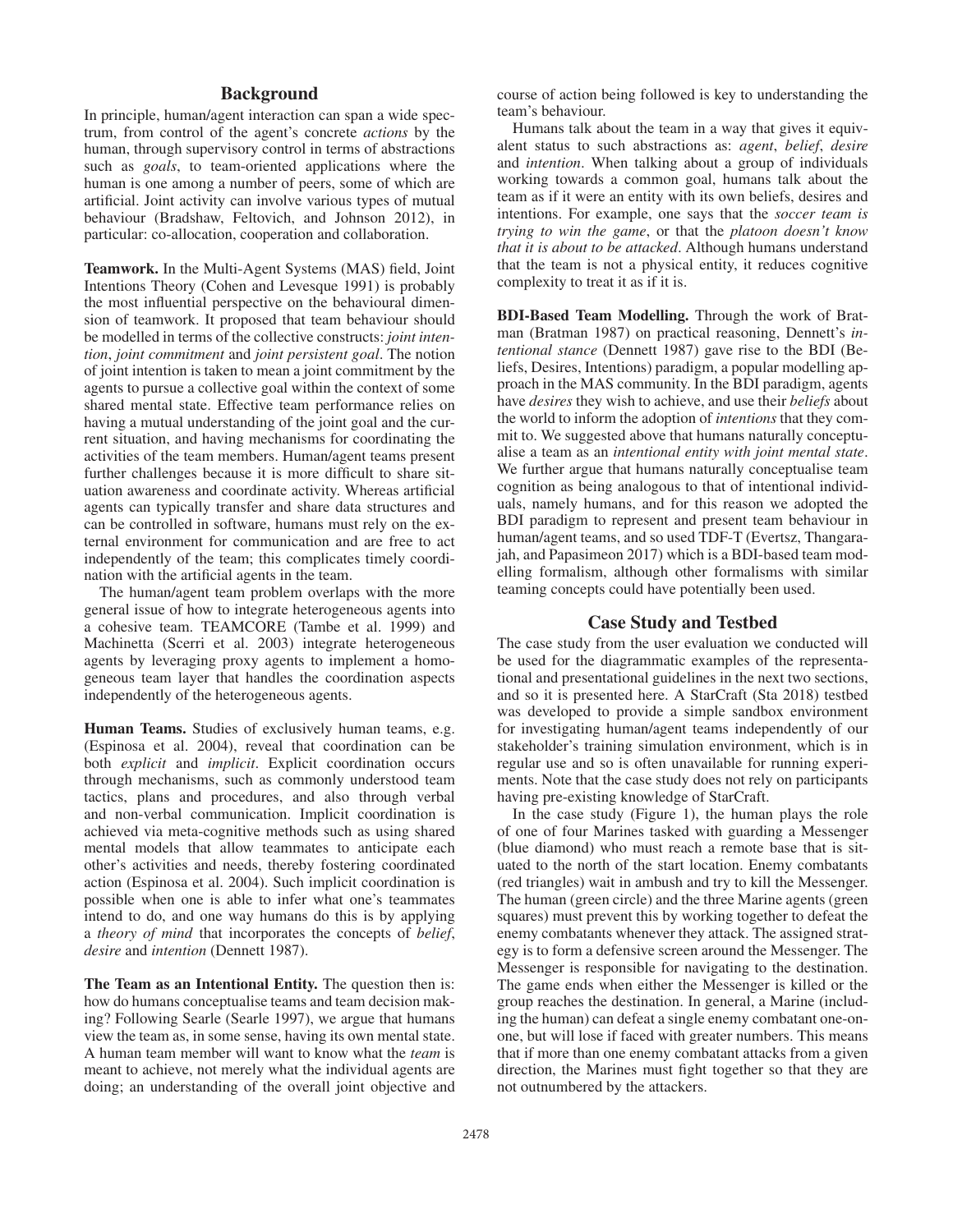## Background

In principle, human/agent interaction can span a wide spectrum, from control of the agent's concrete *actions* by the human, through supervisory control in terms of abstractions such as *goals*, to team-oriented applications where the human is one among a number of peers, some of which are artificial. Joint activity can involve various types of mutual behaviour (Bradshaw, Feltovich, and Johnson 2012), in particular: co-allocation, cooperation and collaboration.

**Teamwork.** In the Multi-Agent Systems (MAS) field, Joint Intentions Theory (Cohen and Levesque 1991) is probably the most influential perspective on the behavioural dimension of teamwork. It proposed that team behaviour should be modelled in terms of the collective constructs: *joint intention*, *joint commitment* and *joint persistent goal*. The notion of joint intention is taken to mean a joint commitment by the agents to pursue a collective goal within the context of some shared mental state. Effective team performance relies on having a mutual understanding of the joint goal and the current situation, and having mechanisms for coordinating the activities of the team members. Human/agent teams present further challenges because it is more difficult to share situation awareness and coordinate activity. Whereas artificial agents can typically transfer and share data structures and can be controlled in software, humans must rely on the external environment for communication and are free to act independently of the team; this complicates timely coordination with the artificial agents in the team.

The human/agent team problem overlaps with the more general issue of how to integrate heterogeneous agents into a cohesive team. TEAMCORE (Tambe et al. 1999) and Machinetta (Scerri et al. 2003) integrate heterogeneous agents by leveraging proxy agents to implement a homogeneous team layer that handles the coordination aspects independently of the heterogeneous agents.

**Human Teams.** Studies of exclusively human teams, e.g. (Espinosa et al. 2004), reveal that coordination can be both *explicit* and *implicit*. Explicit coordination occurs through mechanisms, such as commonly understood team tactics, plans and procedures, and also through verbal and non-verbal communication. Implicit coordination is achieved via meta-cognitive methods such as using shared mental models that allow teammates to anticipate each other's activities and needs, thereby fostering coordinated action (Espinosa et al. 2004). Such implicit coordination is possible when one is able to infer what one's teammates intend to do, and one way humans do this is by applying a *theory of mind* that incorporates the concepts of *belief*, *desire* and *intention* (Dennett 1987).

**The Team as an Intentional Entity.** The question then is: how do humans conceptualise teams and team decision making? Following Searle (Searle 1997), we argue that humans view the team as, in some sense, having its own mental state. A human team member will want to know what the *team* is meant to achieve, not merely what the individual agents are doing; an understanding of the overall joint objective and course of action being followed is key to understanding the team's behaviour.

Humans talk about the team in a way that gives it equivalent status to such abstractions as: *agent*, *belief*, *desire* and *intention*. When talking about a group of individuals working towards a common goal, humans talk about the team as if it were an entity with its own beliefs, desires and intentions. For example, one says that the *soccer team is trying to win the game*, or that the *platoon doesn't know that it is about to be attacked*. Although humans understand that the team is not a physical entity, it reduces cognitive complexity to treat it as if it is.

**BDI-Based Team Modelling.** Through the work of Bratman (Bratman 1987) on practical reasoning, Dennett's *intentional stance* (Dennett 1987) gave rise to the BDI (Beliefs, Desires, Intentions) paradigm, a popular modelling approach in the MAS community. In the BDI paradigm, agents have *desires* they wish to achieve, and use their *beliefs* about the world to inform the adoption of *intentions* that they commit to. We suggested above that humans naturally conceptualise a team as an *intentional entity with joint mental state*. We further argue that humans naturally conceptualise team cognition as being analogous to that of intentional individuals, namely humans, and for this reason we adopted the BDI paradigm to represent and present team behaviour in human/agent teams, and so used TDF-T (Evertsz, Thangarajah, and Papasimeon 2017) which is a BDI-based team modelling formalism, although other formalisms with similar teaming concepts could have potentially been used.

## Case Study and Testbed

The case study from the user evaluation we conducted will be used for the diagrammatic examples of the representational and presentational guidelines in the next two sections, and so it is presented here. A StarCraft (Sta 2018) testbed was developed to provide a simple sandbox environment for investigating human/agent teams independently of our stakeholder's training simulation environment, which is in regular use and so is often unavailable for running experiments. Note that the case study does not rely on participants having pre-existing knowledge of StarCraft.

In the case study (Figure 1), the human plays the role of one of four Marines tasked with guarding a Messenger (blue diamond) who must reach a remote base that is situated to the north of the start location. Enemy combatants (red triangles) wait in ambush and try to kill the Messenger. The human (green circle) and the three Marine agents (green squares) must prevent this by working together to defeat the enemy combatants whenever they attack. The assigned strategy is to form a defensive screen around the Messenger. The Messenger is responsible for navigating to the destination. The game ends when either the Messenger is killed or the group reaches the destination. In general, a Marine (including the human) can defeat a single enemy combatant one-on-one, but will lose if faced with greater numbers. This means that if more than one enemy combatant attacks from a given direction, the Marines must fight together so that they are not outnumbered by the attackers.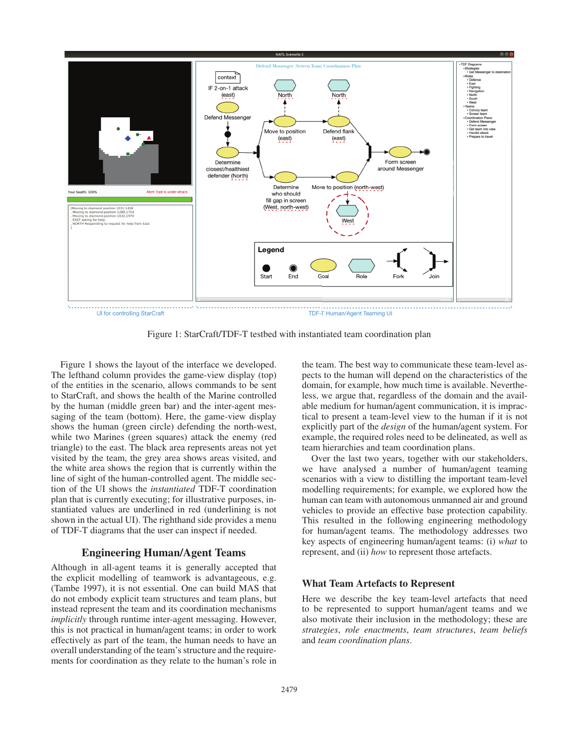Figure 1: StarCraft/TDF-T testbed with instantiated team coordination plan

Figure 1 shows the layout of the interface we developed. The lefthand column provides the game-view display (top) of the entities in the scenario, allows commands to be sent to StarCraft, and shows the health of the Marine controlled by the human (middle green bar) and the inter-agent messaging of the team (bottom). Here, the game-view display shows the human (green circle) defending the north-west, while two Marines (green squares) attack the enemy (red triangle) to the east. The black area represents areas not yet visited by the team, the grey area shows areas visited, and the white area shows the region that is currently within the line of sight of the human-controlled agent. The middle section of the UI shows the *instantiated* TDF-T coordination plan that is currently executing; for illustrative purposes, instantiated values are underlined in red (underlining is not shown in the actual UI). The righthand side provides a menu of TDF-T diagrams that the user can inspect if needed.

## Engineering Human/Agent Teams

Although in all-agent teams it is generally accepted that the explicit modelling of teamwork is advantageous, e.g. (Tambe 1997), it is not essential. One can build MAS that do not embody explicit team structures and team plans, but instead represent the team and its coordination mechanisms *implicitly* through runtime inter-agent messaging. However, this is not practical in human/agent teams; in order to work effectively as part of the team, the human needs to have an overall understanding of the team's structure and the requirements for coordination as they relate to the human's role in the team. The best way to communicate these team-level aspects to the human will depend on the characteristics of the domain, for example, how much time is available. Nevertheless, we argue that, regardless of the domain and the available medium for human/agent communication, it is impractical to present a team-level view to the human if it is not explicitly part of the *design* of the human/agent system. For example, the required roles need to be delineated, as well as team hierarchies and team coordination plans.

Over the last two years, together with our stakeholders, we have analysed a number of human/agent teaming scenarios with a view to distilling the important team-level modelling requirements; for example, we explored how the human can team with autonomous unmanned air and ground vehicles to provide an effective base protection capability. This resulted in the following engineering methodology for human/agent teams. The methodology addresses two key aspects of engineering human/agent teams: (i) *what* to represent, and (ii) *how* to represent those artefacts.

### What Team Artefacts to Represent

Here we describe the key team-level artefacts that need to be represented to support human/agent teams and we also motivate their inclusion in the methodology; these are *strategies*, *role enactments*, *team structures*, *team beliefs* and *team coordination plans*.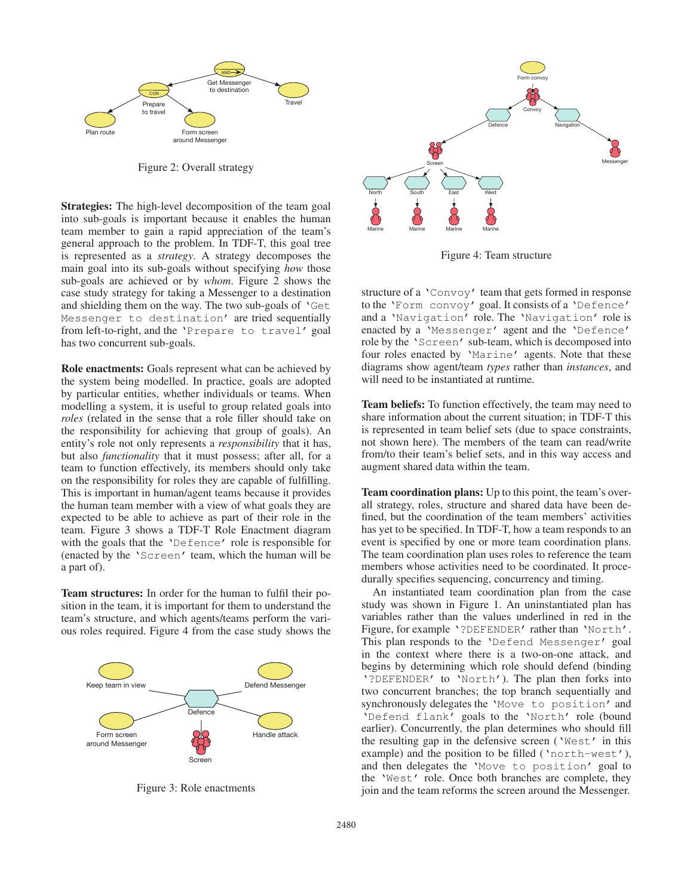AND

Get Messenger to destination

CON

Prepare to travel

Travel

Plan route

Form screen around Messenger

Figure 2: Overall strategy

**Strategies:** The high-level decomposition of the team goal into sub-goals is important because it enables the human team member to gain a rapid appreciation of the team's general approach to the problem. In TDF-T, this goal tree is represented as a *strategy*. A strategy decomposes the main goal into its sub-goals without specifying *how* those sub-goals are achieved or by *whom*. Figure 2 shows the case study strategy for taking a Messenger to a destination and shielding them on the way. The two sub-goals of `'Get Messenger to destination'` are tried sequentially from left-to-right, and the `'Prepare to travel'` goal has two concurrent sub-goals.

**Role enactments:** Goals represent what can be achieved by the system being modelled. In practice, goals are adopted by particular entities, whether individuals or teams. When modelling a system, it is useful to group related goals into *roles* (related in the sense that a role filler should take on the responsibility for achieving that group of goals). An entity's role not only represents a *responsibility* that it has, but also *functionality* that it must possess; after all, for a team to function effectively, its members should only take on the responsibility for roles they are capable of fulfilling. This is important in human/agent teams because it provides the human team member with a view of what goals they are expected to be able to achieve as part of their role in the team. Figure 3 shows a TDF-T Role Enactment diagram with the goals that the `'Defence'` role is responsible for (enacted by the `'Screen'` team, which the human will be a part of).

**Team structures:** In order for the human to fulfil their position in the team, it is important for them to understand the team's structure, and which agents/teams perform the various roles required. Figure 4 from the case study shows the structure of a `'Convoy'` team that gets formed in response to the `'Form convoy'` goal. It consists of a `'Defence'` and a `'Navigation'` role. The `'Navigation'` role is enacted by a `'Messenger'` agent and the `'Defence'` role by the `'Screen'` sub-team, which is decomposed into four roles enacted by `'Marine'` agents. Note that these diagrams show agent/team *types* rather than *instances*, and will need to be instantiated at runtime.

Keep team in view

Defend Messenger

Defence

Form screen around Messenger

Handle attack

Screen

Figure 3: Role enactments

Form convoy

Convoy

Defence

Navigation

Messenger

Screen

North

South

East

West

Marine

Marine

Marine

Marine

Figure 4: Team structure

**Team beliefs:** To function effectively, the team may need to share information about the current situation; in TDF-T this is represented in team belief sets (due to space constraints, not shown here). The members of the team can read/write from/to their team's belief sets, and in this way access and augment shared data within the team.

**Team coordination plans:** Up to this point, the team's overall strategy, roles, structure and shared data have been defined, but the coordination of the team members' activities has yet to be specified. In TDF-T, how a team responds to an event is specified by one or more team coordination plans. The team coordination plan uses roles to reference the team members whose activities need to be coordinated. It procedurally specifies sequencing, concurrency and timing.

An instantiated team coordination plan from the case study was shown in Figure 1. An uninstantiated plan has variables rather than the values underlined in red in the Figure, for example `'?DEFENDER'` rather than `'North'`. This plan responds to the `'Defend Messenger'` goal in the context where there is a two-on-one attack, and begins by determining which role should defend (binding `'?DEFENDER'` to `'North'`). The plan then forks into two concurrent branches; the top branch sequentially and synchronously delegates the `'Move to position'` and `'Defend flank'` goals to the `'North'` role (bound earlier). Concurrently, the plan determines who should fill the resulting gap in the defensive screen (`'West'` in this example) and the position to be filled (`'north-west'`), and then delegates the `'Move to position'` goal to the `'West'` role. Once both branches are complete, they join and the team reforms the screen around the Messenger.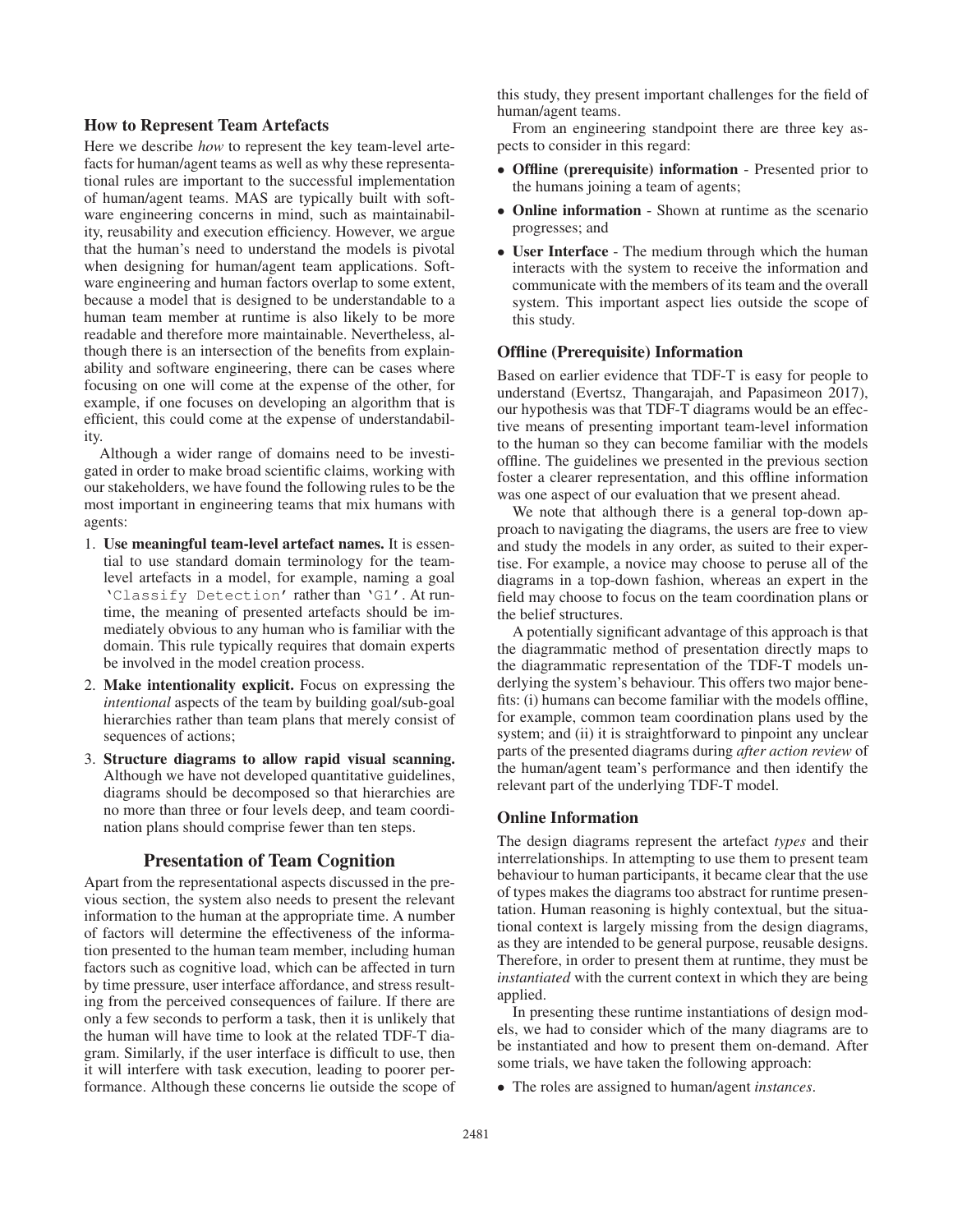## How to Represent Team Artefacts

Here we describe *how* to represent the key team-level artefacts for human/agent teams as well as why these representational rules are important to the successful implementation of human/agent teams. MAS are typically built with software engineering concerns in mind, such as maintainability, reusability and execution efficiency. However, we argue that the human's need to understand the models is pivotal when designing for human/agent team applications. Software engineering and human factors overlap to some extent, because a model that is designed to be understandable to a human team member at runtime is also likely to be more readable and therefore more maintainable. Nevertheless, although there is an intersection of the benefits from explainability and software engineering, there can be cases where focusing on one will come at the expense of the other, for example, if one focuses on developing an algorithm that is efficient, this could come at the expense of understandability.

Although a wider range of domains need to be investigated in order to make broad scientific claims, working with our stakeholders, we have found the following rules to be the most important in engineering teams that mix humans with agents:

1. **Use meaningful team-level artefact names.** It is essential to use standard domain terminology for the team-level artefacts in a model, for example, naming a goal `'Classify Detection'` rather than `'G1'`. At runtime, the meaning of presented artefacts should be immediately obvious to any human who is familiar with the domain. This rule typically requires that domain experts be involved in the model creation process.
2. **Make intentionality explicit.** Focus on expressing the *intentional* aspects of the team by building goal/sub-goal hierarchies rather than team plans that merely consist of sequences of actions;
3. **Structure diagrams to allow rapid visual scanning.** Although we have not developed quantitative guidelines, diagrams should be decomposed so that hierarchies are no more than three or four levels deep, and team coordination plans should comprise fewer than ten steps.

# Presentation of Team Cognition

Apart from the representational aspects discussed in the previous section, the system also needs to present the relevant information to the human at the appropriate time. A number of factors will determine the effectiveness of the information presented to the human team member, including human factors such as cognitive load, which can be affected in turn by time pressure, user interface affordance, and stress resulting from the perceived consequences of failure. If there are only a few seconds to perform a task, then it is unlikely that the human will have time to look at the related TDF-T diagram. Similarly, if the user interface is difficult to use, then it will interfere with task execution, leading to poorer performance. Although these concerns lie outside the scope of this study, they present important challenges for the field of human/agent teams.

From an engineering standpoint there are three key aspects to consider in this regard:

- **Offline (prerequisite) information** - Presented prior to the humans joining a team of agents;
- **Online information** - Shown at runtime as the scenario progresses; and
- **User Interface** - The medium through which the human interacts with the system to receive the information and communicate with the members of its team and the overall system. This important aspect lies outside the scope of this study.

## Offline (Prerequisite) Information

Based on earlier evidence that TDF-T is easy for people to understand (Evertsz, Thangarajah, and Papasimeon 2017), our hypothesis was that TDF-T diagrams would be an effective means of presenting important team-level information to the human so they can become familiar with the models offline. The guidelines we presented in the previous section foster a clearer representation, and this offline information was one aspect of our evaluation that we present ahead.

We note that although there is a general top-down approach to navigating the diagrams, the users are free to view and study the models in any order, as suited to their expertise. For example, a novice may choose to peruse all of the diagrams in a top-down fashion, whereas an expert in the field may choose to focus on the team coordination plans or the belief structures.

A potentially significant advantage of this approach is that the diagrammatic method of presentation directly maps to the diagrammatic representation of the TDF-T models underlying the system's behaviour. This offers two major benefits: (i) humans can become familiar with the models offline, for example, common team coordination plans used by the system; and (ii) it is straightforward to pinpoint any unclear parts of the presented diagrams during *after action review* of the human/agent team's performance and then identify the relevant part of the underlying TDF-T model.

## Online Information

The design diagrams represent the artefact *types* and their interrelationships. In attempting to use them to present team behaviour to human participants, it became clear that the use of types makes the diagrams too abstract for runtime presentation. Human reasoning is highly contextual, but the situational context is largely missing from the design diagrams, as they are intended to be general purpose, reusable designs. Therefore, in order to present them at runtime, they must be *instantiated* with the current context in which they are being applied.

In presenting these runtime instantiations of design models, we had to consider which of the many diagrams are to be instantiated and how to present them on-demand. After some trials, we have taken the following approach:

- The roles are assigned to human/agent *instances*.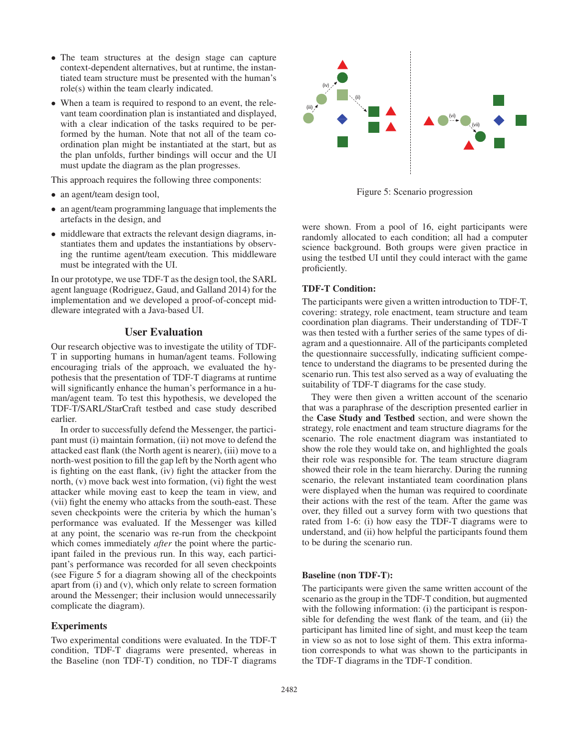- The team structures at the design stage can capture context-dependent alternatives, but at runtime, the instantiated team structure must be presented with the human's role(s) within the team clearly indicated.
- When a team is required to respond to an event, the relevant team coordination plan is instantiated and displayed, with a clear indication of the tasks required to be performed by the human. Note that not all of the team coordination plan might be instantiated at the start, but as the plan unfolds, further bindings will occur and the UI must update the diagram as the plan progresses.

This approach requires the following three components:

- an agent/team design tool,
- an agent/team programming language that implements the artefacts in the design, and
- middleware that extracts the relevant design diagrams, instantiates them and updates the instantiations by observing the runtime agent/team execution. This middleware must be integrated with the UI.

In our prototype, we use TDF-T as the design tool, the SARL agent language (Rodriguez, Gaud, and Galland 2014) for the implementation and we developed a proof-of-concept middleware integrated with a Java-based UI.

## User Evaluation

Our research objective was to investigate the utility of TDF-T in supporting humans in human/agent teams. Following encouraging trials of the approach, we evaluated the hypothesis that the presentation of TDF-T diagrams at runtime will significantly enhance the human's performance in a human/agent team. To test this hypothesis, we developed the TDF-T/SARL/StarCraft testbed and case study described earlier.

In order to successfully defend the Messenger, the participant must (i) maintain formation, (ii) not move to defend the attacked east flank (the North agent is nearer), (iii) move to a north-west position to fill the gap left by the North agent who is fighting on the east flank, (iv) fight the attacker from the north, (v) move back west into formation, (vi) fight the west attacker while moving east to keep the team in view, and (vii) fight the enemy who attacks from the south-east. These seven checkpoints were the criteria by which the human's performance was evaluated. If the Messenger was killed at any point, the scenario was re-run from the checkpoint which comes immediately *after* the point where the participant failed in the previous run. In this way, each participant's performance was recorded for all seven checkpoints (see Figure 5 for a diagram showing all of the checkpoints apart from (i) and (v), which only relate to screen formation around the Messenger; their inclusion would unnecessarily complicate the diagram).

### Experiments

Two experimental conditions were evaluated. In the TDF-T condition, TDF-T diagrams were presented, whereas in the Baseline (non TDF-T) condition, no TDF-T diagrams were shown. From a pool of 16, eight participants were randomly allocated to each condition; all had a computer science background. Both groups were given practice in using the testbed UI until they could interact with the game proficiently.

Figure 5: Scenario progression

### TDF-T Condition:

The participants were given a written introduction to TDF-T, covering: strategy, role enactment, team structure and team coordination plan diagrams. Their understanding of TDF-T was then tested with a further series of the same types of diagram and a questionnaire. All of the participants completed the questionnaire successfully, indicating sufficient competence to understand the diagrams to be presented during the scenario run. This test also served as a way of evaluating the suitability of TDF-T diagrams for the case study.

They were then given a written account of the scenario that was a paraphrase of the description presented earlier in the **Case Study and Testbed** section, and were shown the strategy, role enactment and team structure diagrams for the scenario. The role enactment diagram was instantiated to show the role they would take on, and highlighted the goals their role was responsible for. The team structure diagram showed their role in the team hierarchy. During the running scenario, the relevant instantiated team coordination plans were displayed when the human was required to coordinate their actions with the rest of the team. After the game was over, they filled out a survey form with two questions that rated from 1-6: (i) how easy the TDF-T diagrams were to understand, and (ii) how helpful the participants found them to be during the scenario run.

### Baseline (non TDF-T):

The participants were given the same written account of the scenario as the group in the TDF-T condition, but augmented with the following information: (i) the participant is responsible for defending the west flank of the team, and (ii) the participant has limited line of sight, and must keep the team in view so as not to lose sight of them. This extra information corresponds to what was shown to the participants in the TDF-T diagrams in the TDF-T condition.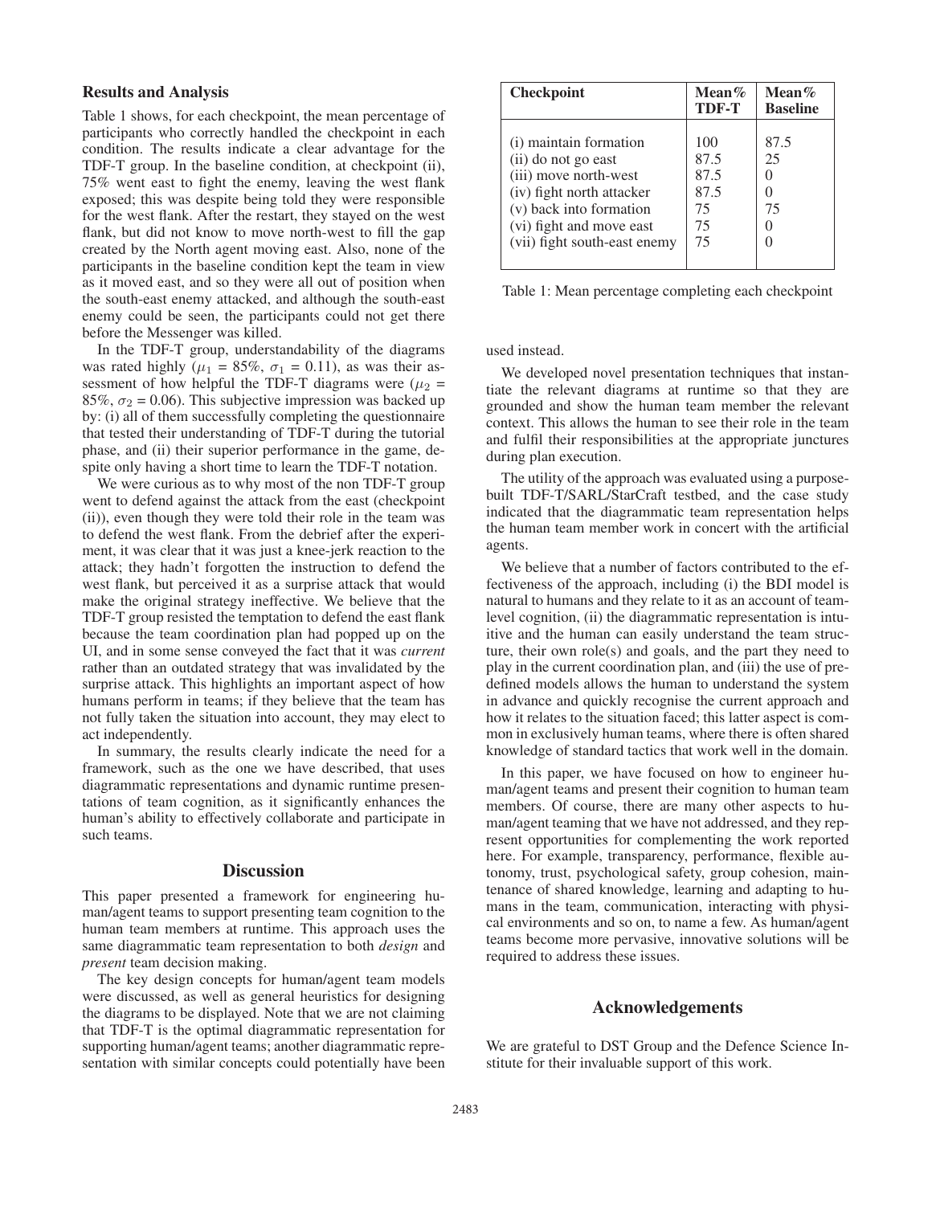## Results and Analysis

Table 1 shows, for each checkpoint, the mean percentage of participants who correctly handled the checkpoint in each condition. The results indicate a clear advantage for the TDF-T group. In the baseline condition, at checkpoint (ii), 75% went east to fight the enemy, leaving the west flank exposed; this was despite being told they were responsible for the west flank. After the restart, they stayed on the west flank, but did not know to move north-west to fill the gap created by the North agent moving east. Also, none of the participants in the baseline condition kept the team in view as it moved east, and so they were all out of position when the south-east enemy attacked, and although the south-east enemy could be seen, the participants could not get there before the Messenger was killed.

In the TDF-T group, understandability of the diagrams was rated highly ($\mu_1$ = 85%, $\sigma_1$ = 0.11), as was their assessment of how helpful the TDF-T diagrams were ($\mu_2$ = 85%, $\sigma_2$ = 0.06). This subjective impression was backed up by: (i) all of them successfully completing the questionnaire that tested their understanding of TDF-T during the tutorial phase, and (ii) their superior performance in the game, despite only having a short time to learn the TDF-T notation.

We were curious as to why most of the non TDF-T group went to defend against the attack from the east (checkpoint (ii)), even though they were told their role in the team was to defend the west flank. From the debrief after the experiment, it was clear that it was just a knee-jerk reaction to the attack; they hadn't forgotten the instruction to defend the west flank, but perceived it as a surprise attack that would make the original strategy ineffective. We believe that the TDF-T group resisted the temptation to defend the east flank because the team coordination plan had popped up on the UI, and in some sense conveyed the fact that it was *current* rather than an outdated strategy that was invalidated by the surprise attack. This highlights an important aspect of how humans perform in teams; if they believe that the team has not fully taken the situation into account, they may elect to act independently.

In summary, the results clearly indicate the need for a framework, such as the one we have described, that uses diagrammatic representations and dynamic runtime presentations of team cognition, as it significantly enhances the human's ability to effectively collaborate and participate in such teams.

| Checkpoint | Mean% TDF-T | Mean% Baseline |
|---|---|---|
| (i) maintain formation | 100 | 87.5 |
| (ii) do not go east | 87.5 | 25 |
| (iii) move north-west | 87.5 | 0 |
| (iv) fight north attacker | 87.5 | 0 |
| (v) back into formation | 75 | 75 |
| (vi) fight and move east | 75 | 0 |
| (vii) fight south-east enemy | 75 | 0 |

Table 1: Mean percentage completing each checkpoint

## Discussion

This paper presented a framework for engineering human/agent teams to support presenting team cognition to the human team members at runtime. This approach uses the same diagrammatic team representation to both *design* and *present* team decision making.

The key design concepts for human/agent team models were discussed, as well as general heuristics for designing the diagrams to be displayed. Note that we are not claiming that TDF-T is the optimal diagrammatic representation for supporting human/agent teams; another diagrammatic representation with similar concepts could potentially have been used instead.

We developed novel presentation techniques that instantiate the relevant diagrams at runtime so that they are grounded and show the human team member the relevant context. This allows the human to see their role in the team and fulfil their responsibilities at the appropriate junctures during plan execution.

The utility of the approach was evaluated using a purpose-built TDF-T/SARL/StarCraft testbed, and the case study indicated that the diagrammatic team representation helps the human team member work in concert with the artificial agents.

We believe that a number of factors contributed to the effectiveness of the approach, including (i) the BDI model is natural to humans and they relate to it as an account of team-level cognition, (ii) the diagrammatic representation is intuitive and the human can easily understand the team structure, their own role(s) and goals, and the part they need to play in the current coordination plan, and (iii) the use of predefined models allows the human to understand the system in advance and quickly recognise the current approach and how it relates to the situation faced; this latter aspect is common in exclusively human teams, where there is often shared knowledge of standard tactics that work well in the domain.

In this paper, we have focused on how to engineer human/agent teams and present their cognition to human team members. Of course, there are many other aspects to human/agent teaming that we have not addressed, and they represent opportunities for complementing the work reported here. For example, transparency, performance, flexible autonomy, trust, psychological safety, group cohesion, maintenance of shared knowledge, learning and adapting to humans in the team, communication, interacting with physical environments and so on, to name a few. As human/agent teams become more pervasive, innovative solutions will be required to address these issues.

## Acknowledgements

We are grateful to DST Group and the Defence Science Institute for their invaluable support of this work.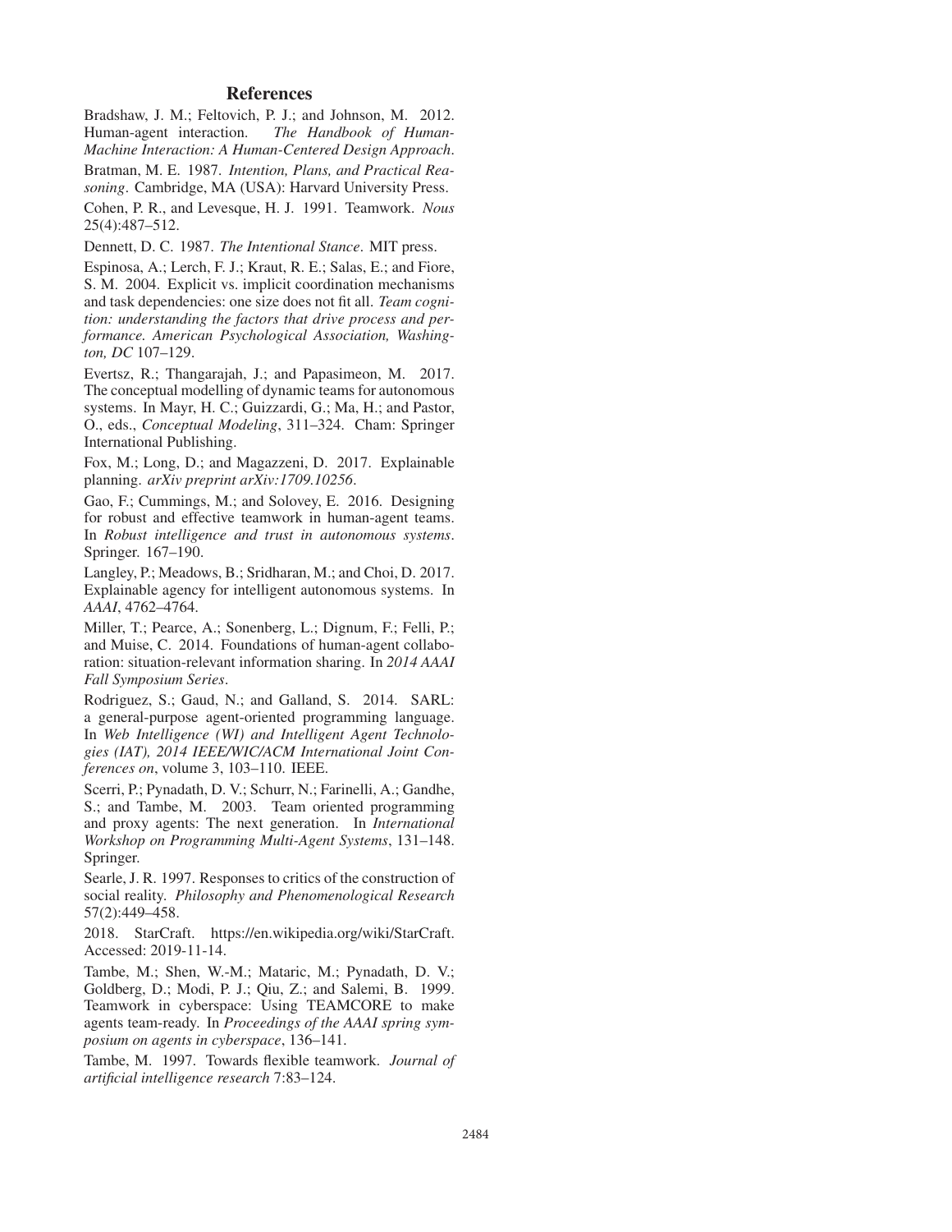## References

Bradshaw, J. M.; Feltovich, P. J.; and Johnson, M. 2012. Human-agent interaction. *The Handbook of Human-Machine Interaction: A Human-Centered Design Approach*.

Bratman, M. E. 1987. *Intention, Plans, and Practical Reasoning*. Cambridge, MA (USA): Harvard University Press.

Cohen, P. R., and Levesque, H. J. 1991. Teamwork. *Nous* 25(4):487–512.

Dennett, D. C. 1987. *The Intentional Stance*. MIT press.

Espinosa, A.; Lerch, F. J.; Kraut, R. E.; Salas, E.; and Fiore, S. M. 2004. Explicit vs. implicit coordination mechanisms and task dependencies: one size does not fit all. *Team cognition: understanding the factors that drive process and performance. American Psychological Association, Washington, DC* 107–129.

Evertsz, R.; Thangarajah, J.; and Papasimeon, M. 2017. The conceptual modelling of dynamic teams for autonomous systems. In Mayr, H. C.; Guizzardi, G.; Ma, H.; and Pastor, O., eds., *Conceptual Modeling*, 311–324. Cham: Springer International Publishing.

Fox, M.; Long, D.; and Magazzeni, D. 2017. Explainable planning. *arXiv preprint arXiv:1709.10256*.

Gao, F.; Cummings, M.; and Solovey, E. 2016. Designing for robust and effective teamwork in human-agent teams. In *Robust intelligence and trust in autonomous systems*. Springer. 167–190.

Langley, P.; Meadows, B.; Sridharan, M.; and Choi, D. 2017. Explainable agency for intelligent autonomous systems. In *AAAI*, 4762–4764.

Miller, T.; Pearce, A.; Sonenberg, L.; Dignum, F.; Felli, P.; and Muise, C. 2014. Foundations of human-agent collaboration: situation-relevant information sharing. In *2014 AAAI Fall Symposium Series*.

Rodriguez, S.; Gaud, N.; and Galland, S. 2014. SARL: a general-purpose agent-oriented programming language. In *Web Intelligence (WI) and Intelligent Agent Technologies (IAT), 2014 IEEE/WIC/ACM International Joint Conferences on*, volume 3, 103–110. IEEE.

Scerri, P.; Pynadath, D. V.; Schurr, N.; Farinelli, A.; Gandhe, S.; and Tambe, M. 2003. Team oriented programming and proxy agents: The next generation. In *International Workshop on Programming Multi-Agent Systems*, 131–148. Springer.

Searle, J. R. 1997. Responses to critics of the construction of social reality. *Philosophy and Phenomenological Research* 57(2):449–458.

2018. StarCraft. https://en.wikipedia.org/wiki/StarCraft. Accessed: 2019-11-14.

Tambe, M.; Shen, W.-M.; Mataric, M.; Pynadath, D. V.; Goldberg, D.; Modi, P. J.; Qiu, Z.; and Salemi, B. 1999. Teamwork in cyberspace: Using TEAMCORE to make agents team-ready. In *Proceedings of the AAAI spring symposium on agents in cyberspace*, 136–141.

Tambe, M. 1997. Towards flexible teamwork. *Journal of artificial intelligence research* 7:83–124.